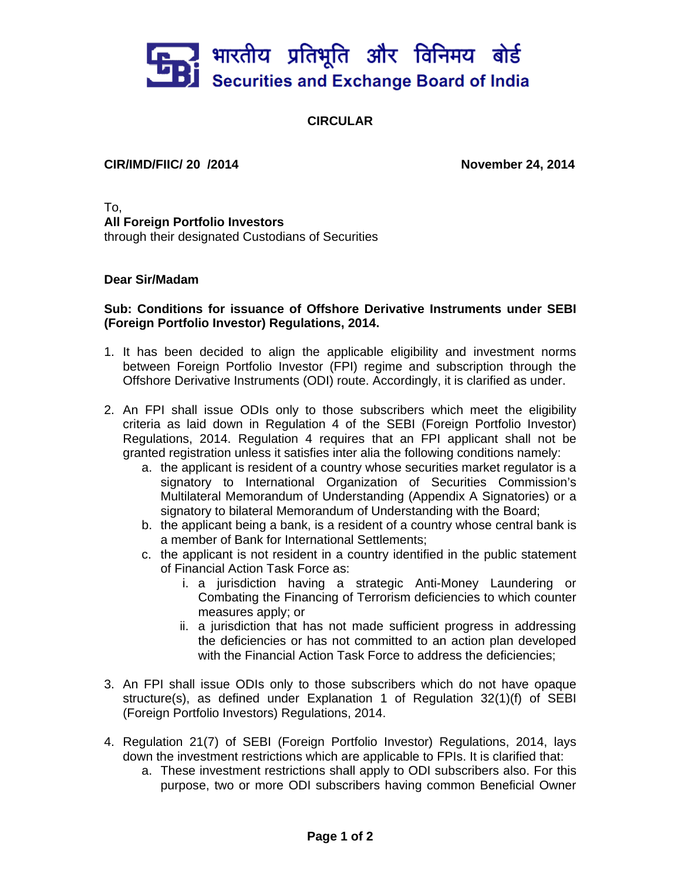भारतीय प्रतिभूति और विनिमय बोर्ड
Securities and Exchange Board of India

# CIRCULAR

**CIR/IMD/FIIC/ 20 /2014** **November 24, 2014**

To,
**All Foreign Portfolio Investors**
through their designated Custodians of Securities

**Dear Sir/Madam**

**Sub: Conditions for issuance of Offshore Derivative Instruments under SEBI (Foreign Portfolio Investor) Regulations, 2014.**

1. It has been decided to align the applicable eligibility and investment norms between Foreign Portfolio Investor (FPI) regime and subscription through the Offshore Derivative Instruments (ODI) route. Accordingly, it is clarified as under.

2. An FPI shall issue ODIs only to those subscribers which meet the eligibility criteria as laid down in Regulation 4 of the SEBI (Foreign Portfolio Investor) Regulations, 2014. Regulation 4 requires that an FPI applicant shall not be granted registration unless it satisfies inter alia the following conditions namely:
   a. the applicant is resident of a country whose securities market regulator is a signatory to International Organization of Securities Commission's Multilateral Memorandum of Understanding (Appendix A Signatories) or a signatory to bilateral Memorandum of Understanding with the Board;
   b. the applicant being a bank, is a resident of a country whose central bank is a member of Bank for International Settlements;
   c. the applicant is not resident in a country identified in the public statement of Financial Action Task Force as:
      i. a jurisdiction having a strategic Anti-Money Laundering or Combating the Financing of Terrorism deficiencies to which counter measures apply; or
      ii. a jurisdiction that has not made sufficient progress in addressing the deficiencies or has not committed to an action plan developed with the Financial Action Task Force to address the deficiencies;

3. An FPI shall issue ODIs only to those subscribers which do not have opaque structure(s), as defined under Explanation 1 of Regulation 32(1)(f) of SEBI (Foreign Portfolio Investors) Regulations, 2014.

4. Regulation 21(7) of SEBI (Foreign Portfolio Investor) Regulations, 2014, lays down the investment restrictions which are applicable to FPIs. It is clarified that:
   a. These investment restrictions shall apply to ODI subscribers also. For this purpose, two or more ODI subscribers having common Beneficial Owner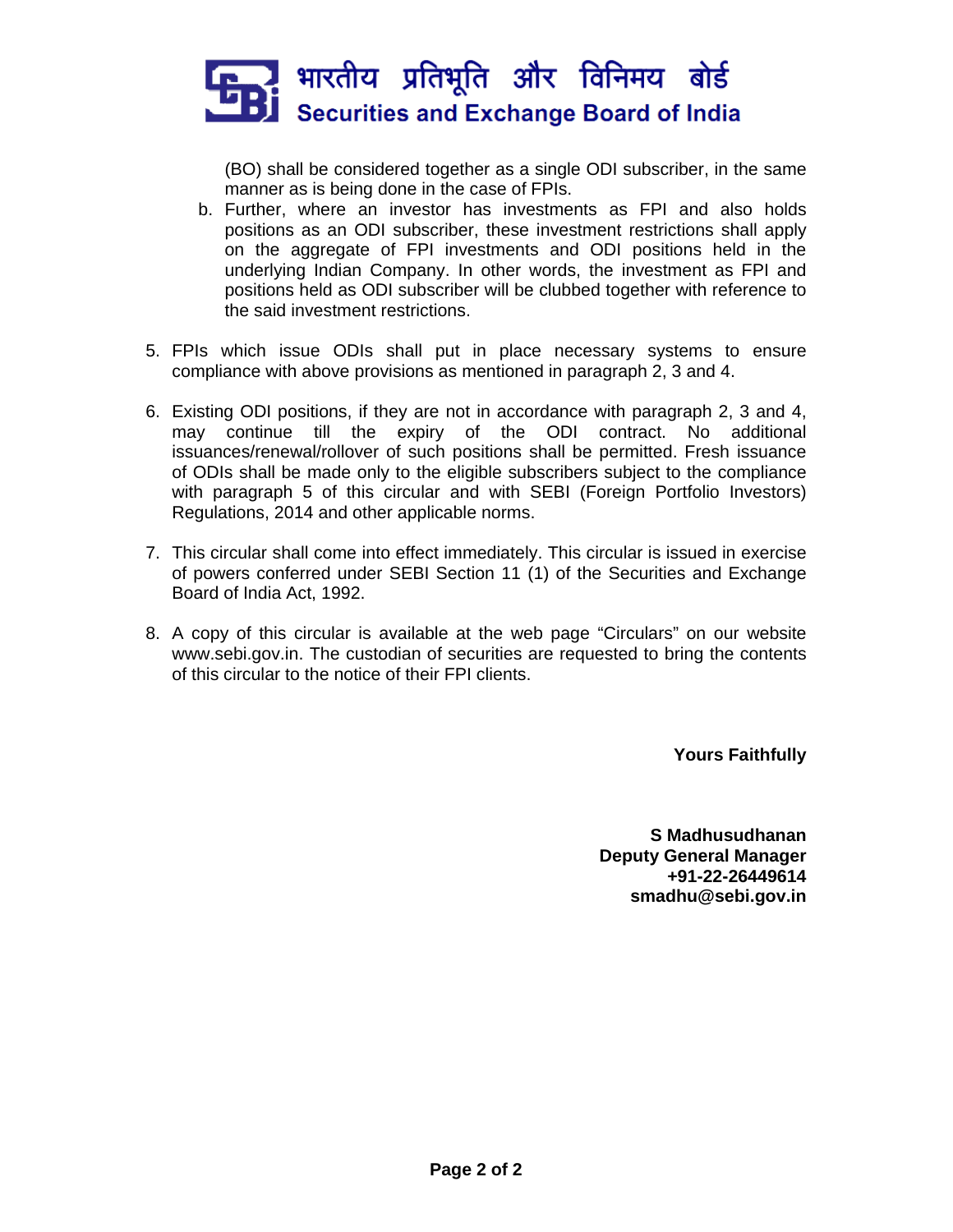(BO) shall be considered together as a single ODI subscriber, in the same manner as is being done in the case of FPIs.

   b. Further, where an investor has investments as FPI and also holds positions as an ODI subscriber, these investment restrictions shall apply on the aggregate of FPI investments and ODI positions held in the underlying Indian Company. In other words, the investment as FPI and positions held as ODI subscriber will be clubbed together with reference to the said investment restrictions.

5. FPIs which issue ODIs shall put in place necessary systems to ensure compliance with above provisions as mentioned in paragraph 2, 3 and 4.

6. Existing ODI positions, if they are not in accordance with paragraph 2, 3 and 4, may continue till the expiry of the ODI contract. No additional issuances/renewal/rollover of such positions shall be permitted. Fresh issuance of ODIs shall be made only to the eligible subscribers subject to the compliance with paragraph 5 of this circular and with SEBI (Foreign Portfolio Investors) Regulations, 2014 and other applicable norms.

7. This circular shall come into effect immediately. This circular is issued in exercise of powers conferred under SEBI Section 11 (1) of the Securities and Exchange Board of India Act, 1992.

8. A copy of this circular is available at the web page "Circulars" on our website www.sebi.gov.in. The custodian of securities are requested to bring the contents of this circular to the notice of their FPI clients.

**Yours Faithfully**

**S Madhusudhanan**
**Deputy General Manager**
**+91-22-26449614**
**smadhu@sebi.gov.in**